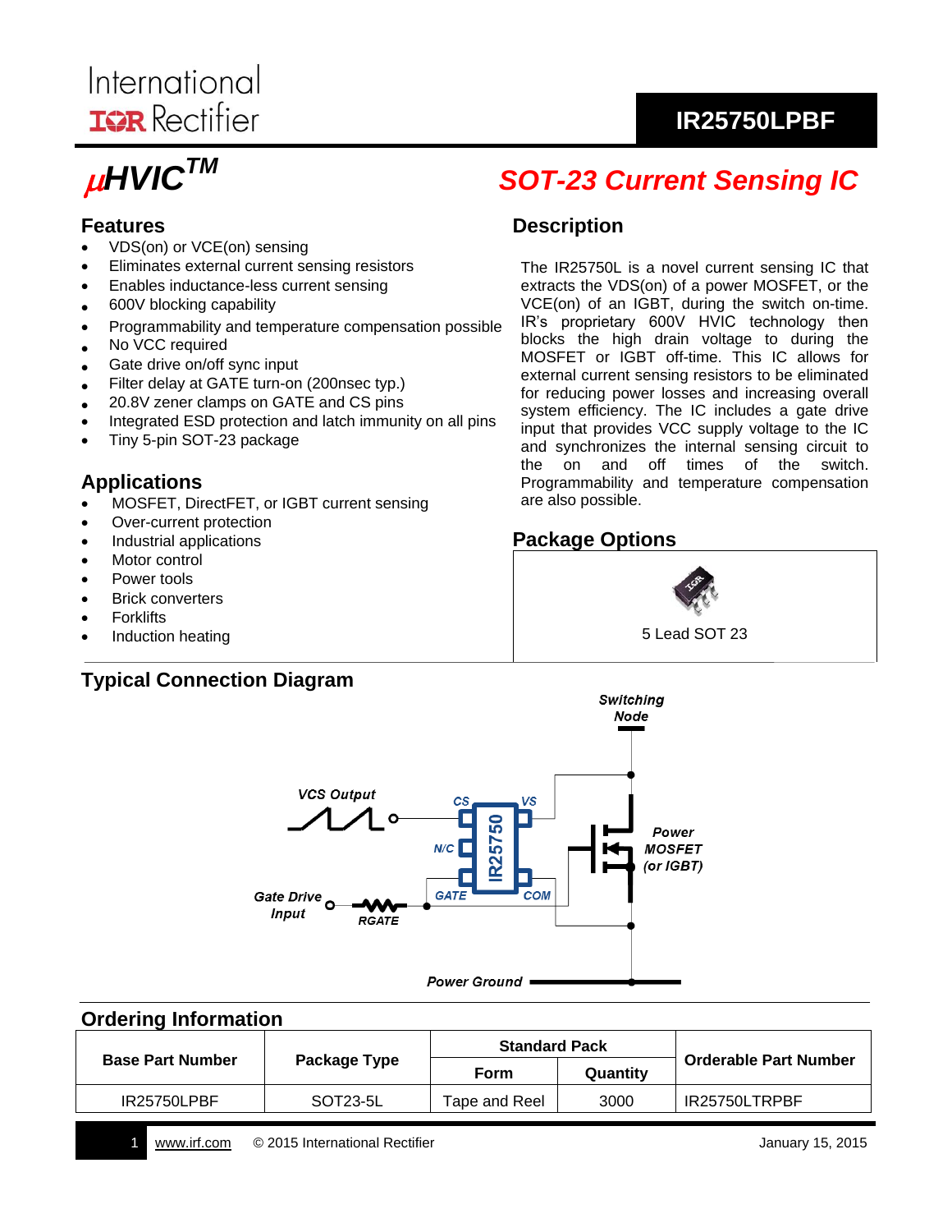International
IOR Rectifier

**IR25750LPBF**

# μHVIC™

# SOT-23 Current Sensing IC

## Features

- VDS(on) or VCE(on) sensing
- Eliminates external current sensing resistors
- Enables inductance-less current sensing
- 600V blocking capability
- Programmability and temperature compensation possible
- No VCC required
- Gate drive on/off sync input
- Filter delay at GATE turn-on (200nsec typ.)
- 20.8V zener clamps on GATE and CS pins
- Integrated ESD protection and latch immunity on all pins
- Tiny 5-pin SOT-23 package

## Applications

- MOSFET, DirectFET, or IGBT current sensing
- Over-current protection
- Industrial applications
- Motor control
- Power tools
- Brick converters
- Forklifts
- Induction heating

## Description

The IR25750L is a novel current sensing IC that extracts the VDS(on) of a power MOSFET, or the VCE(on) of an IGBT, during the switch on-time. IR's proprietary 600V HVIC technology then blocks the high drain voltage to during the MOSFET or IGBT off-time. This IC allows for external current sensing resistors to be eliminated for reducing power losses and increasing overall system efficiency. The IC includes a gate drive input that provides VCC supply voltage to the IC and synchronizes the internal sensing circuit to the on and off times of the switch. Programmability and temperature compensation are also possible.

## Package Options

5 Lead SOT 23

## Typical Connection Diagram

Switching Node

VCS Output

CS VS

N/C IR25750

GATE COM

Power MOSFET (or IGBT)

Gate Drive Input

RGATE

Power Ground

## Ordering Information

| Base Part Number | Package Type | Standard Pack | | Orderable Part Number |
|---|---|---|---|---|
| | | Form | Quantity | |
| IR25750LPBF | SOT23-5L | Tape and Reel | 3000 | IR25750LTRPBF |

www.irf.com © 2015 International Rectifier January 15, 2015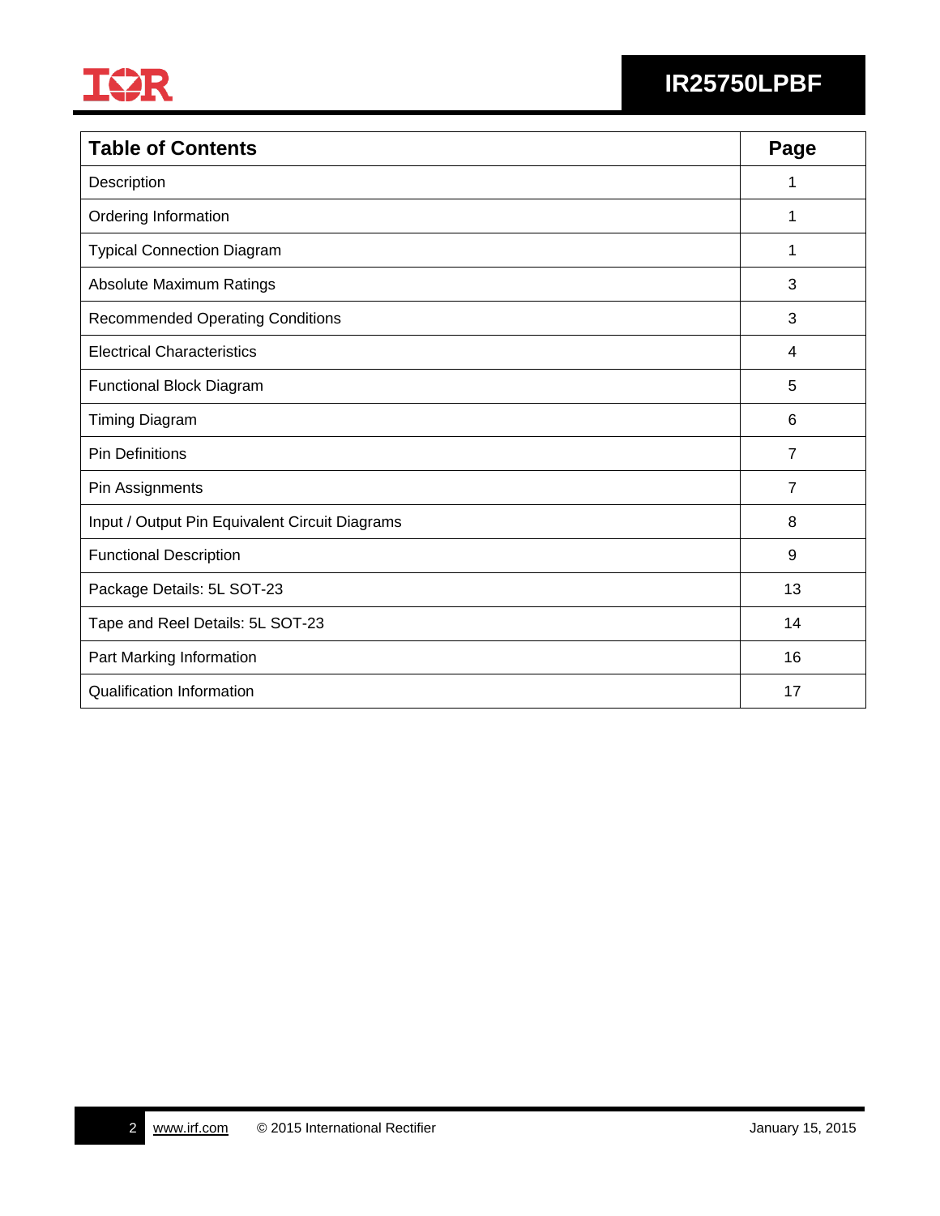| Table of Contents | Page |
|---|---|
| Description | 1 |
| Ordering Information | 1 |
| Typical Connection Diagram | 1 |
| Absolute Maximum Ratings | 3 |
| Recommended Operating Conditions | 3 |
| Electrical Characteristics | 4 |
| Functional Block Diagram | 5 |
| Timing Diagram | 6 |
| Pin Definitions | 7 |
| Pin Assignments | 7 |
| Input / Output Pin Equivalent Circuit Diagrams | 8 |
| Functional Description | 9 |
| Package Details: 5L SOT-23 | 13 |
| Tape and Reel Details: 5L SOT-23 | 14 |
| Part Marking Information | 16 |
| Qualification Information | 17 |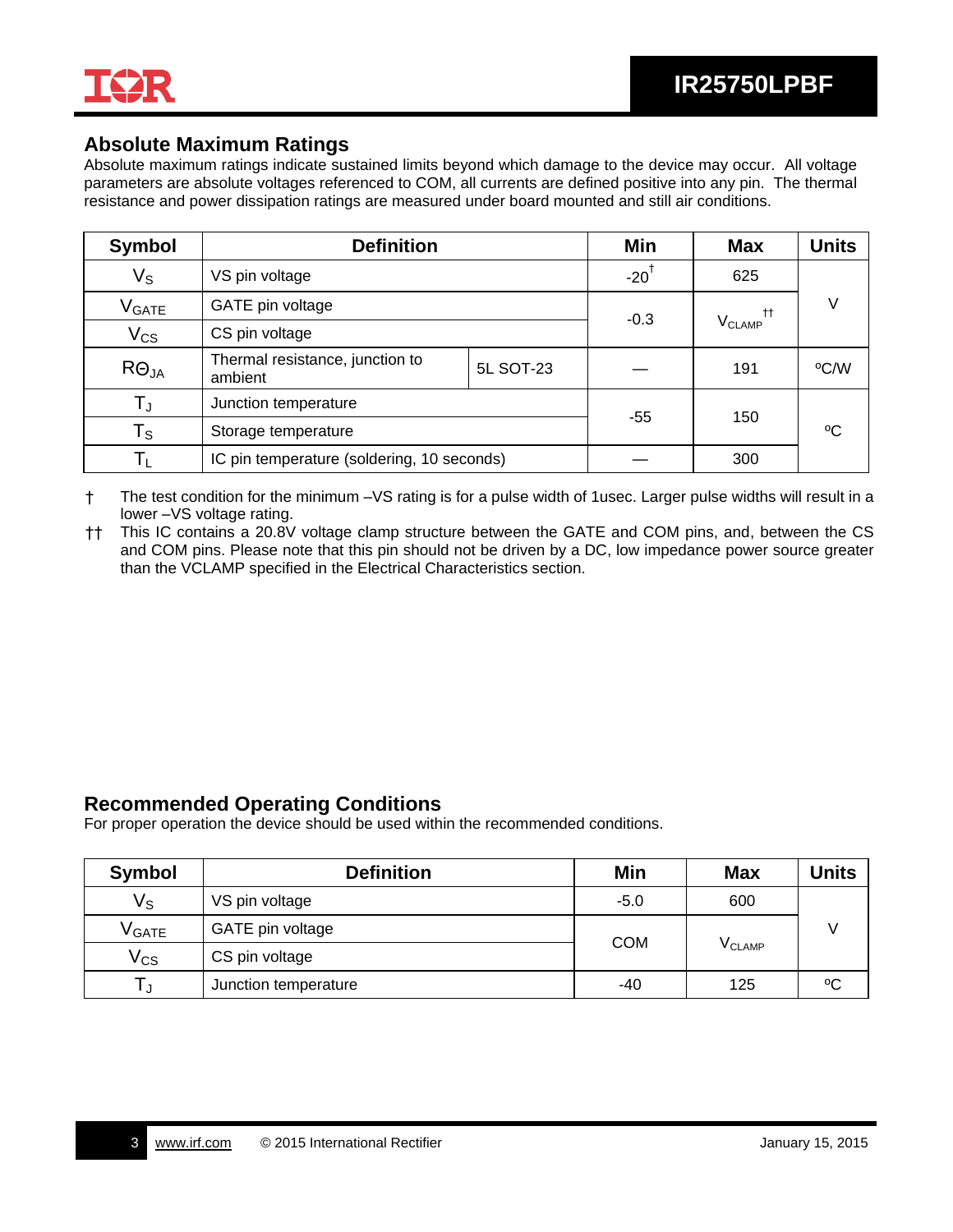## Absolute Maximum Ratings

Absolute maximum ratings indicate sustained limits beyond which damage to the device may occur. All voltage parameters are absolute voltages referenced to COM, all currents are defined positive into any pin. The thermal resistance and power dissipation ratings are measured under board mounted and still air conditions.

| Symbol | Definition | | Min | Max | Units |
|---|---|---|---|---|---|
| $V_S$ | VS pin voltage | | -20† | 625 | V |
| $V_{GATE}$ | GATE pin voltage | | -0.3 | $V_{CLAMP}$ †† | |
| $V_{CS}$ | CS pin voltage | | | | |
| $R\Theta_{JA}$ | Thermal resistance, junction to ambient | 5L SOT-23 | — | 191 | ºC/W |
| $T_J$ | Junction temperature | | -55 | 150 | ºC |
| $T_S$ | Storage temperature | | | | |
| $T_L$ | IC pin temperature (soldering, 10 seconds) | | — | 300 | |

† The test condition for the minimum –VS rating is for a pulse width of 1usec. Larger pulse widths will result in a lower –VS voltage rating.

†† This IC contains a 20.8V voltage clamp structure between the GATE and COM pins, and, between the CS and COM pins. Please note that this pin should not be driven by a DC, low impedance power source greater than the VCLAMP specified in the Electrical Characteristics section.

## Recommended Operating Conditions

For proper operation the device should be used within the recommended conditions.

| Symbol | Definition | Min | Max | Units |
|---|---|---|---|---|
| $V_S$ | VS pin voltage | -5.0 | 600 | V |
| $V_{GATE}$ | GATE pin voltage | COM | $V_{CLAMP}$ | |
| $V_{CS}$ | CS pin voltage | | | |
| $T_J$ | Junction temperature | -40 | 125 | ºC |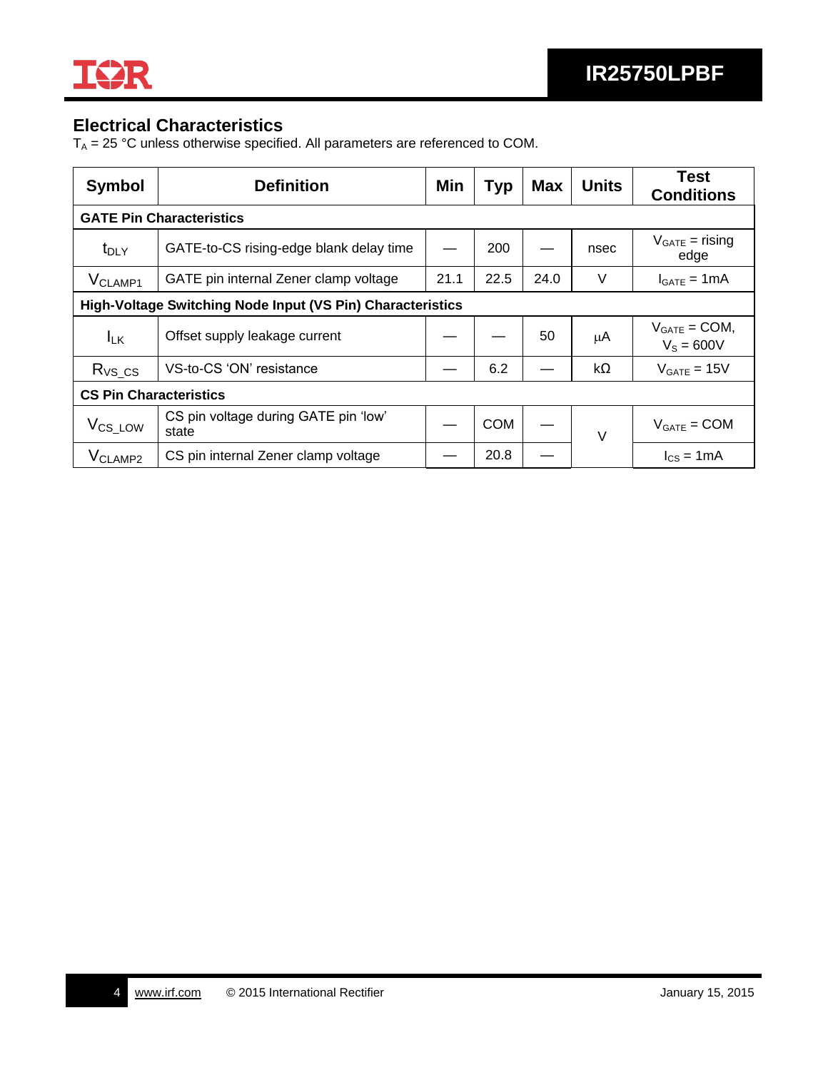## Electrical Characteristics

$T_A$ = 25 °C unless otherwise specified. All parameters are referenced to COM.

| Symbol | Definition | Min | Typ | Max | Units | Test Conditions |
|---|---|---|---|---|---|---|
| **GATE Pin Characteristics** | | | | | | |
| $t_{DLY}$ | GATE-to-CS rising-edge blank delay time | — | 200 | — | nsec | $V_{GATE}$ = rising edge |
| $V_{CLAMP1}$ | GATE pin internal Zener clamp voltage | 21.1 | 22.5 | 24.0 | V | $I_{GATE}$ = 1mA |
| **High-Voltage Switching Node Input (VS Pin) Characteristics** | | | | | | |
| $I_{LK}$ | Offset supply leakage current | — | — | 50 | µA | $V_{GATE}$ = COM, $V_S$ = 600V |
| $R_{VS\_CS}$ | VS-to-CS 'ON' resistance | — | 6.2 | — | kΩ | $V_{GATE}$ = 15V |
| **CS Pin Characteristics** | | | | | | |
| $V_{CS\_LOW}$ | CS pin voltage during GATE pin 'low' state | — | COM | — | V | $V_{GATE}$ = COM |
| $V_{CLAMP2}$ | CS pin internal Zener clamp voltage | — | 20.8 | — | V | $I_{CS}$ = 1mA |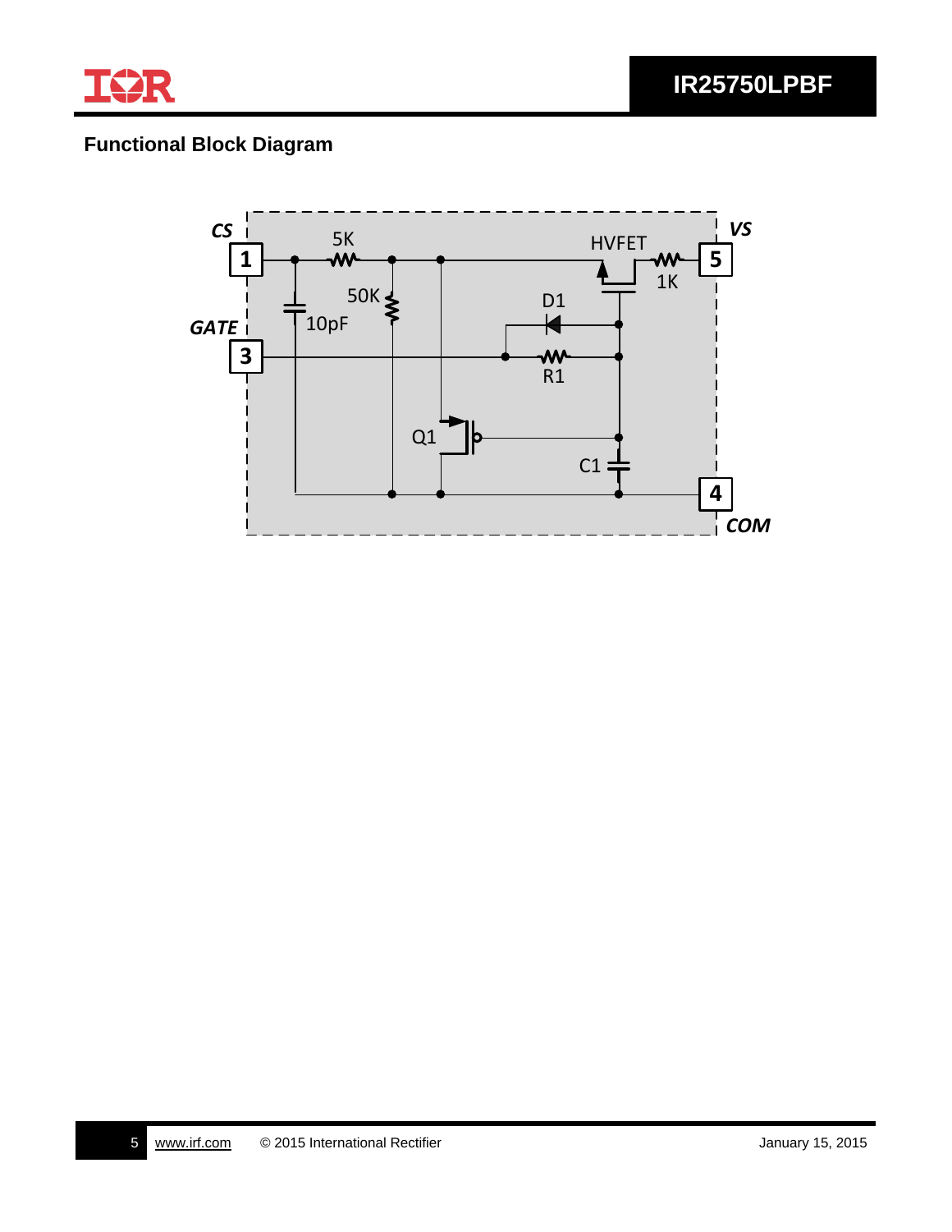## Functional Block Diagram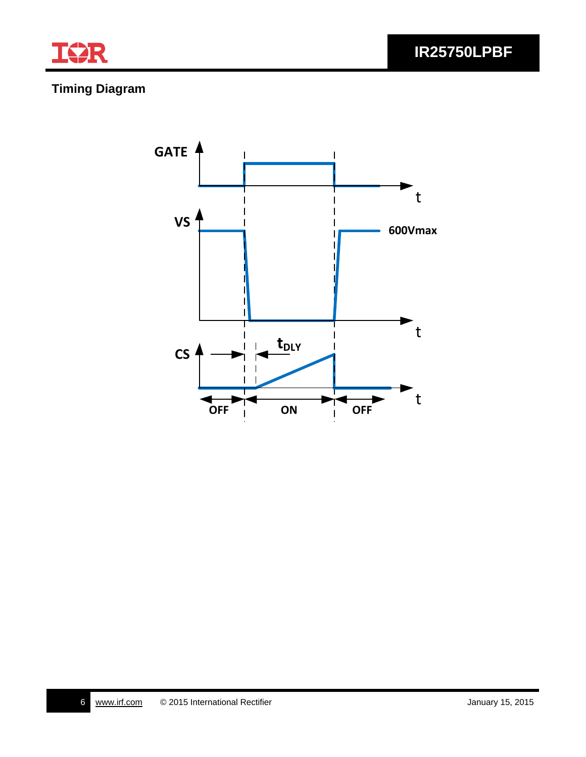## Timing Diagram

GATE

VS

600Vmax

CS

$t_{DLY}$

OFF ON OFF

t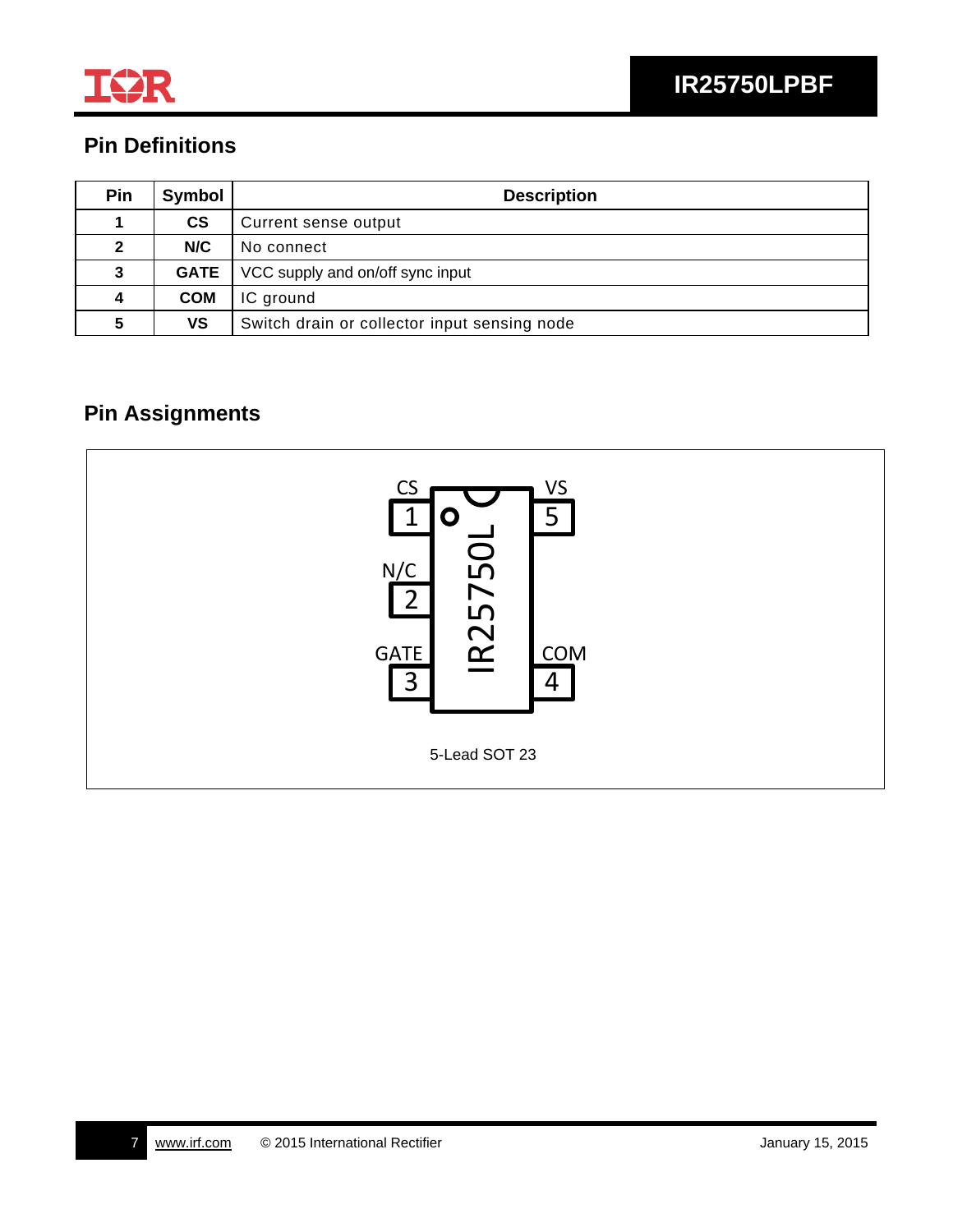## Pin Definitions

| Pin | Symbol | Description |
|---|---|---|
| 1 | CS | Current sense output |
| 2 | N/C | No connect |
| 3 | GATE | VCC supply and on/off sync input |
| 4 | COM | IC ground |
| 5 | VS | Switch drain or collector input sensing node |

## Pin Assignments

5-Lead SOT 23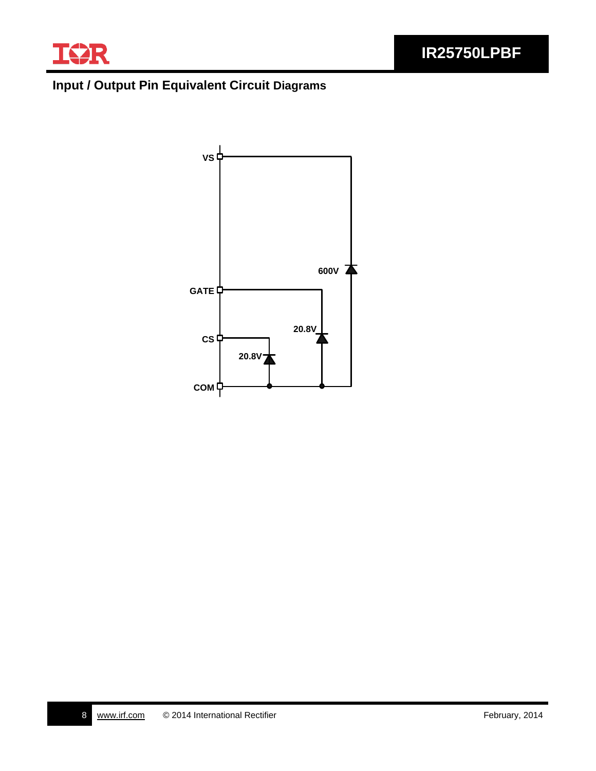## Input / Output Pin Equivalent Circuit Diagrams

VS

600V

GATE

20.8V

CS

20.8V

COM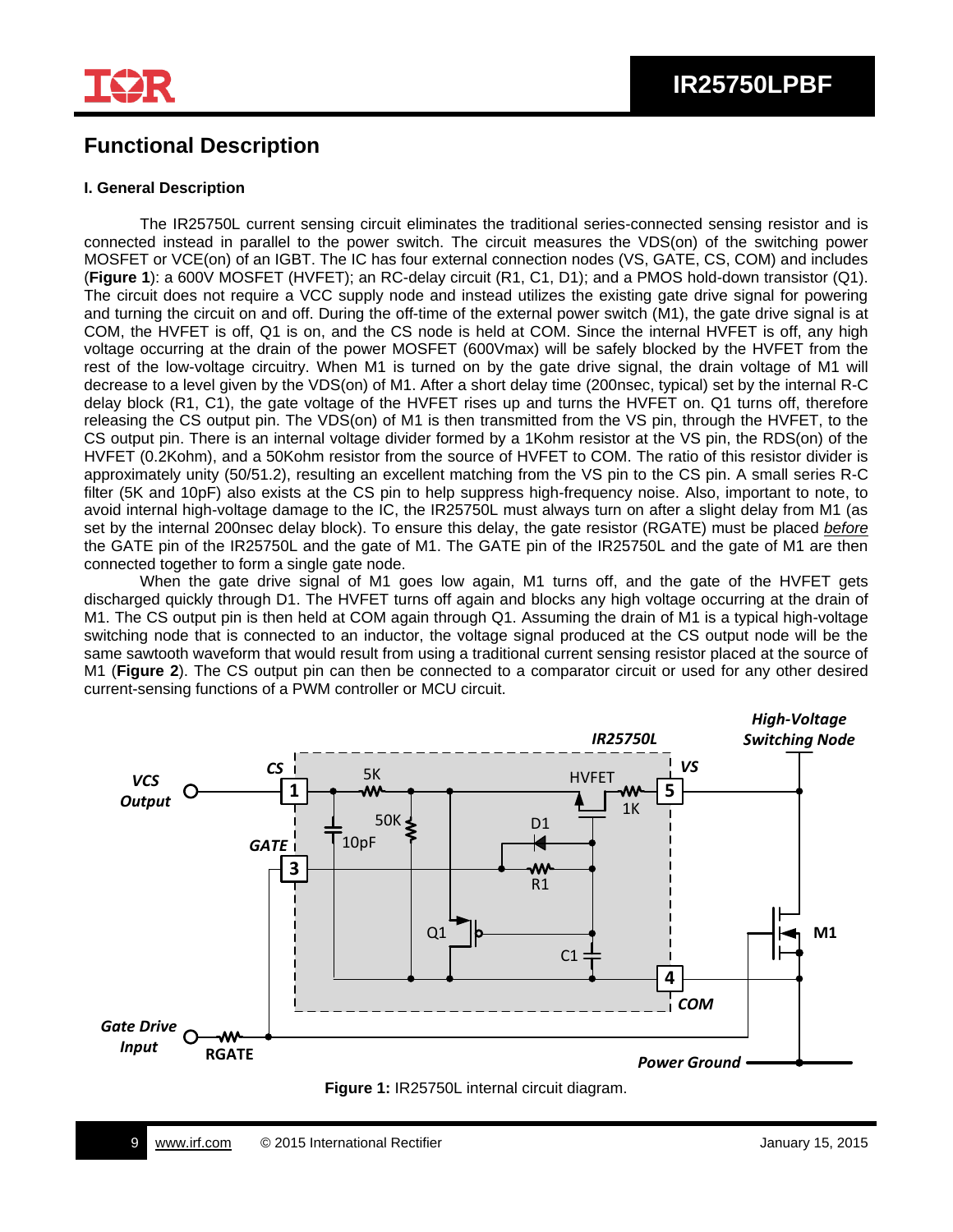# Functional Description

### I. General Description

The IR25750L current sensing circuit eliminates the traditional series-connected sensing resistor and is connected instead in parallel to the power switch. The circuit measures the VDS(on) of the switching power MOSFET or VCE(on) of an IGBT. The IC has four external connection nodes (VS, GATE, CS, COM) and includes (**Figure 1**): a 600V MOSFET (HVFET); an RC-delay circuit (R1, C1, D1); and a PMOS hold-down transistor (Q1). The circuit does not require a VCC supply node and instead utilizes the existing gate drive signal for powering and turning the circuit on and off. During the off-time of the external power switch (M1), the gate drive signal is at COM, the HVFET is off, Q1 is on, and the CS node is held at COM. Since the internal HVFET is off, any high voltage occurring at the drain of the power MOSFET (600Vmax) will be safely blocked by the HVFET from the rest of the low-voltage circuitry. When M1 is turned on by the gate drive signal, the drain voltage of M1 will decrease to a level given by the VDS(on) of M1. After a short delay time (200nsec, typical) set by the internal R-C delay block (R1, C1), the gate voltage of the HVFET rises up and turns the HVFET on. Q1 turns off, therefore releasing the CS output pin. The VDS(on) of M1 is then transmitted from the VS pin, through the HVFET, to the CS output pin. There is an internal voltage divider formed by a 1Kohm resistor at the VS pin, the RDS(on) of the HVFET (0.2Kohm), and a 50Kohm resistor from the source of HVFET to COM. The ratio of this resistor divider is approximately unity (50/51.2), resulting an excellent matching from the VS pin to the CS pin. A small series R-C filter (5K and 10pF) also exists at the CS pin to help suppress high-frequency noise. Also, important to note, to avoid internal high-voltage damage to the IC, the IR25750L must always turn on after a slight delay from M1 (as set by the internal 200nsec delay block). To ensure this delay, the gate resistor (RGATE) must be placed *before* the GATE pin of the IR25750L and the gate of M1. The GATE pin of the IR25750L and the gate of M1 are then connected together to form a single gate node.

When the gate drive signal of M1 goes low again, M1 turns off, and the gate of the HVFET gets discharged quickly through D1. The HVFET turns off again and blocks any high voltage occurring at the drain of M1. The CS output pin is then held at COM again through Q1. Assuming the drain of M1 is a typical high-voltage switching node that is connected to an inductor, the voltage signal produced at the CS output node will be the same sawtooth waveform that would result from using a traditional current sensing resistor placed at the source of M1 (**Figure 2**). The CS output pin can then be connected to a comparator circuit or used for any other desired current-sensing functions of a PWM controller or MCU circuit.

**Figure 1:** IR25750L internal circuit diagram.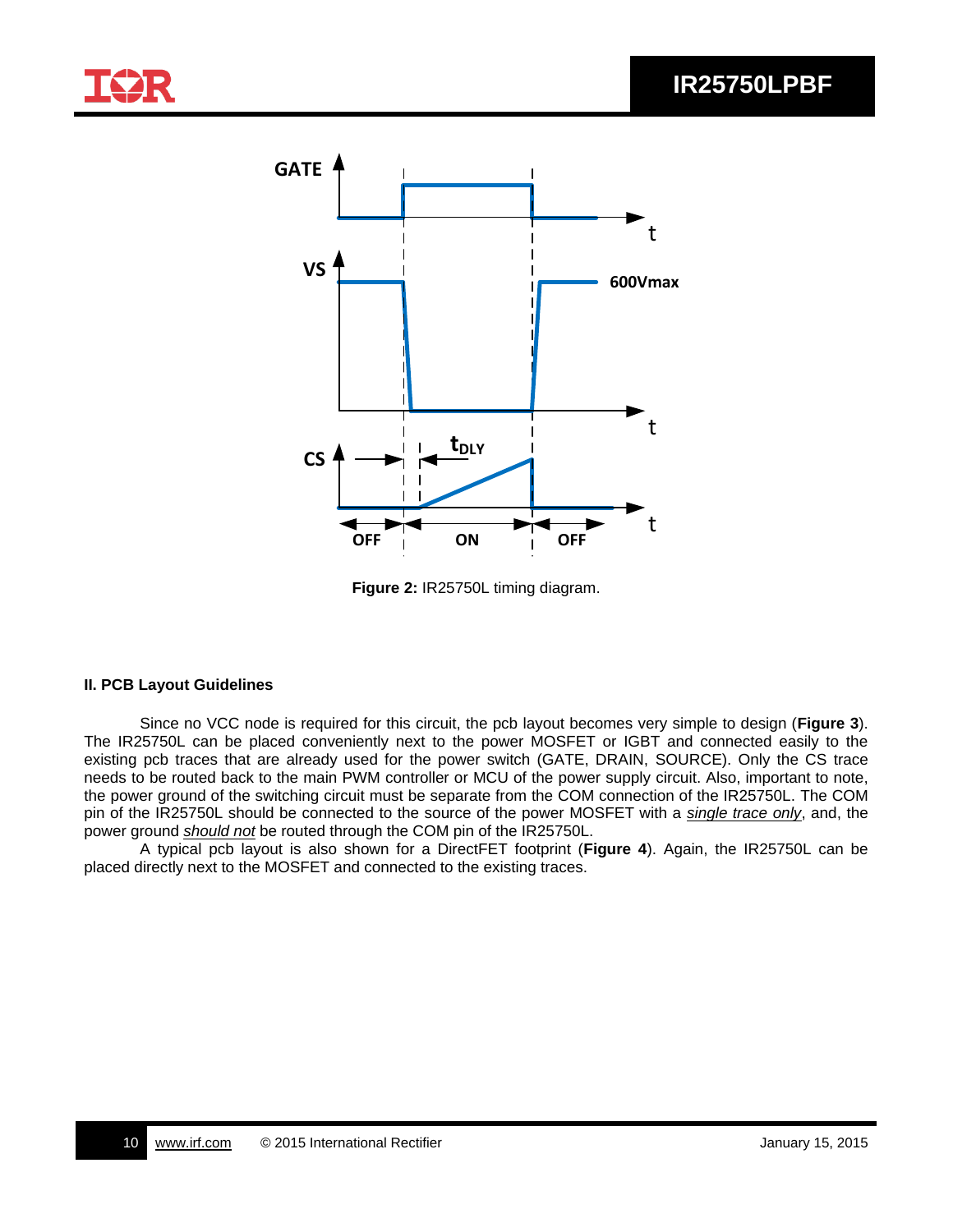Figure 2: IR25750L timing diagram.

## II. PCB Layout Guidelines

Since no VCC node is required for this circuit, the pcb layout becomes very simple to design (**Figure 3**). The IR25750L can be placed conveniently next to the power MOSFET or IGBT and connected easily to the existing pcb traces that are already used for the power switch (GATE, DRAIN, SOURCE). Only the CS trace needs to be routed back to the main PWM controller or MCU of the power supply circuit. Also, important to note, the power ground of the switching circuit must be separate from the COM connection of the IR25750L. The COM pin of the IR25750L should be connected to the source of the power MOSFET with a *single trace only*, and, the power ground *should not* be routed through the COM pin of the IR25750L.

A typical pcb layout is also shown for a DirectFET footprint (**Figure 4**). Again, the IR25750L can be placed directly next to the MOSFET and connected to the existing traces.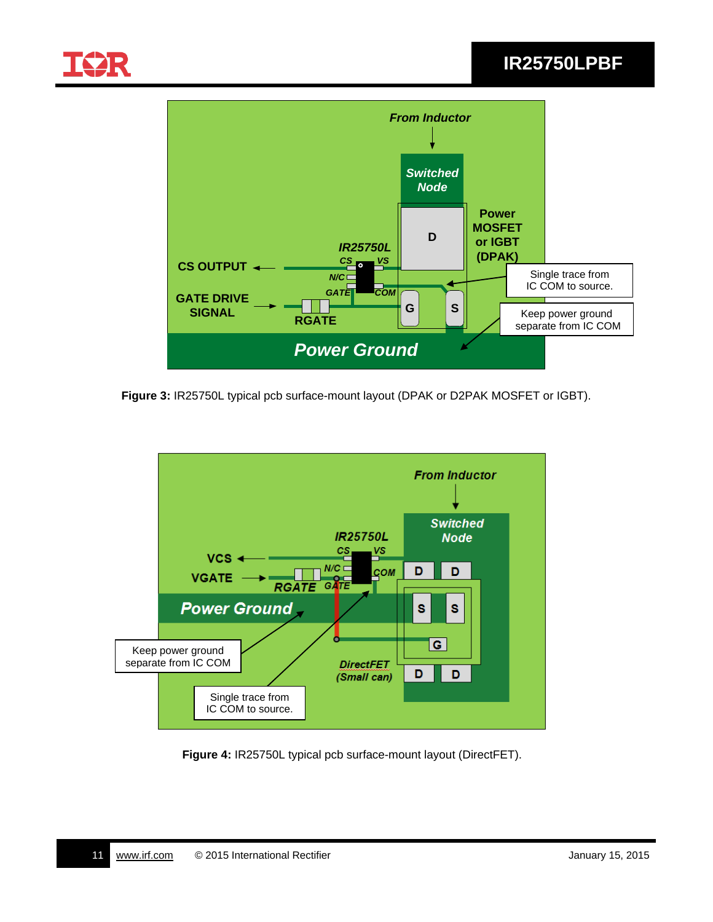**Figure 3:** IR25750L typical pcb surface-mount layout (DPAK or D2PAK MOSFET or IGBT).

**Figure 4:** IR25750L typical pcb surface-mount layout (DirectFET).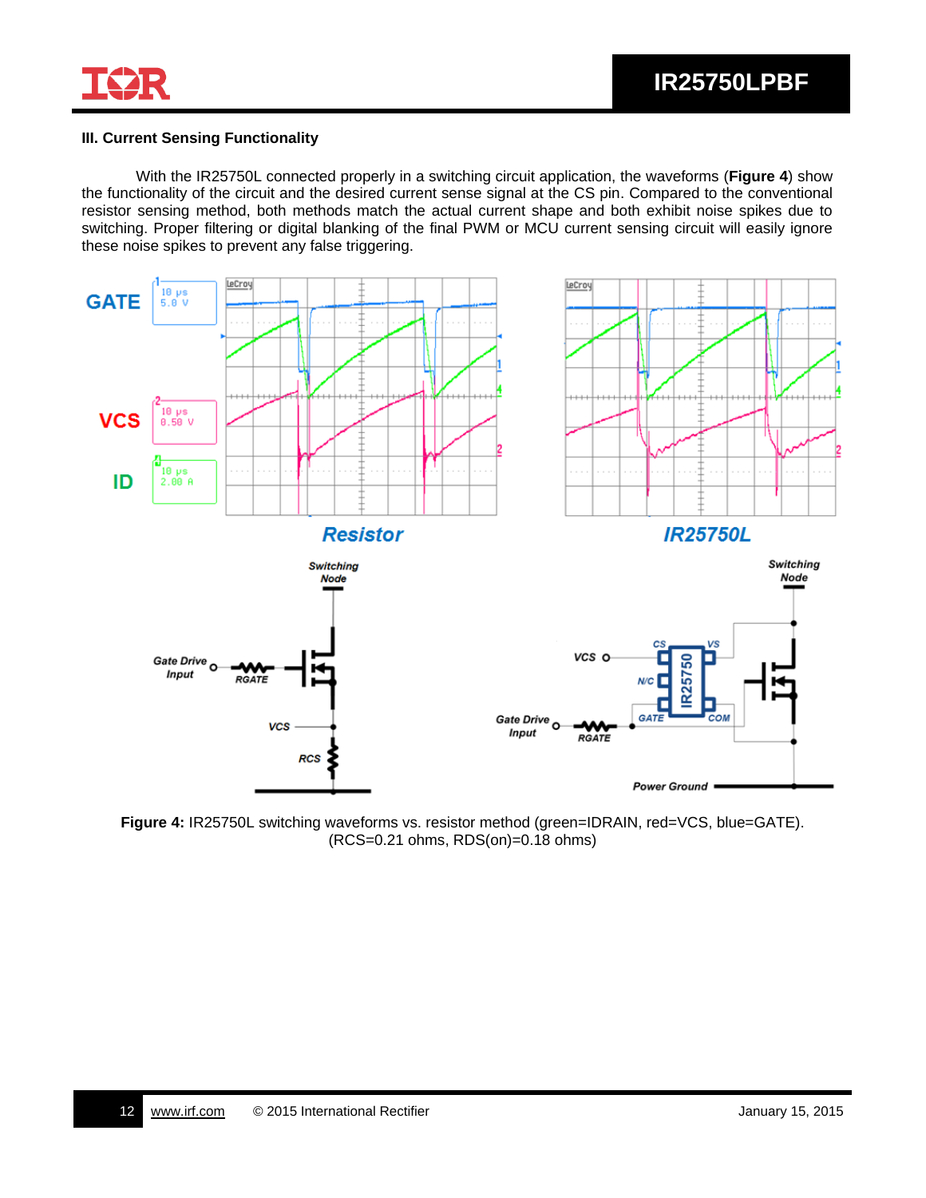### III. Current Sensing Functionality

With the IR25750L connected properly in a switching circuit application, the waveforms (**Figure 4**) show the functionality of the circuit and the desired current sense signal at the CS pin. Compared to the conventional resistor sensing method, both methods match the actual current shape and both exhibit noise spikes due to switching. Proper filtering or digital blanking of the final PWM or MCU current sensing circuit will easily ignore these noise spikes to prevent any false triggering.

**Figure 4:** IR25750L switching waveforms vs. resistor method (green=IDRAIN, red=VCS, blue=GATE). (RCS=0.21 ohms, RDS(on)=0.18 ohms)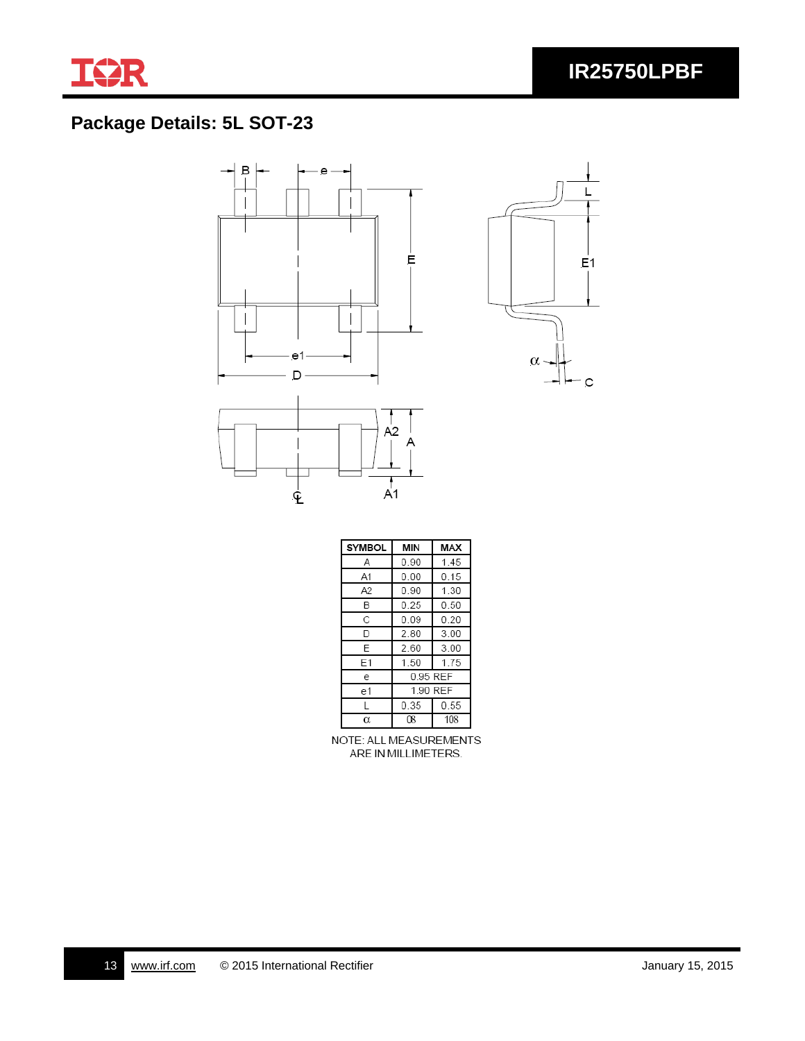## Package Details: 5L SOT-23

| SYMBOL | MIN | MAX |
|---|---|---|
| A | 0.90 | 1.45 |
| A1 | 0.00 | 0.15 |
| A2 | 0.90 | 1.30 |
| B | 0.25 | 0.50 |
| C | 0.09 | 0.20 |
| D | 2.80 | 3.00 |
| E | 2.60 | 3.00 |
| E1 | 1.50 | 1.75 |
| e | 0.95 REF | |
| e1 | 1.90 REF | |
| L | 0.35 | 0.55 |
| α | 0° | 10° |

NOTE: ALL MEASUREMENTS ARE IN MILLIMETERS.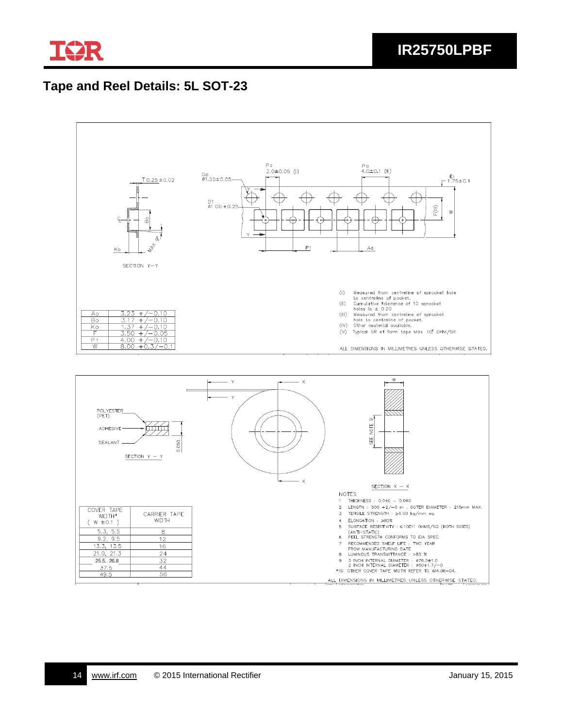## Tape and Reel Details: 5L SOT-23

T 0.25 ±0.02

Do ø1.55±0.05

P2 2.0±0.05 (I)

Po 4.0±0.1 (II)

E1 1.75±0.1

D1 ø1.00+0.25

F(III)

W

P1

Ao

Bo

Ko

MAX 9°

SECTION Y–Y

| | |
|---|---|
| Ao | 3.23 +/−0.10 |
| Bo | 3.17 +/−0.10 |
| Ko | 1.37 +/−0.10 |
| F | 3.50 +/−0.05 |
| P1 | 4.00 +/−0.10 |
| W | 8.00 +0.3/−0.1 |

(I) Measured from centreline of sprocket hole to centreline of pocket.
(II) Cumulative tolerance of 10 sprocket holes is ± 0.20
(III) Measured from centreline of sprocket hole to centreline of pocket.
(IV) Other material available.
(V) Typical SR of form tape Max $10^{8}$ OHM/SR

ALL DIMENSIONS IN MILLIMETRES UNLESS OTHERWISE STATED.

POLYESTER (PET)

ADHESIVE

SEALANT

0.050

SECTION Y – Y

SEE NOTE 9

SECTION X – X

| COVER TAPE WIDTH* ( W ±0.1 ) | CARRIER TAPE WIDTH |
|---|---|
| 5.3, 5.5 | 8 |
| 9.2, 9.5 | 12 |
| 13.3, 13.5 | 16 |
| 21.0, 21.3 | 24 |
| 25.5, 26.8 | 32 |
| 37.5 | 44 |
| 49.5 | 56 |

NOTES

1. THICKNESS : 0.040 – 0.060
2. LENGTH : 500 +2/−0 m , OUTER DIAMETER : 215mm MAX.
3. TENSILE STRENGTH : ≥5.50 kg/mm sq.
4. ELONGATION : ≥80%
5. SURFACE RESISTIVITY : ≤10E11 OHMS/SQ (BOTH SIDES) (ANTI–STATIC)
6. PEEL STRENGTH CONFORMS TO EIA SPEC.
7. RECOMMENDED SHELF LIFE : TWO YEAR FROM MANUFACTURING DATE
8. LUMINOUS TRANSMITTANCE : >80 %
9. 3 INCH INTERNAL DIAMETER : ø76.5±1.0
   2 INCH INTERNAL DIAMETER : ø50+1.7/−0
*10 OTHER COVER TAPE WIDTH REFER TO WI4.08–04.

ALL DIMENSIONS IN MILLIMETRES UNLESS OTHERWISE STATED.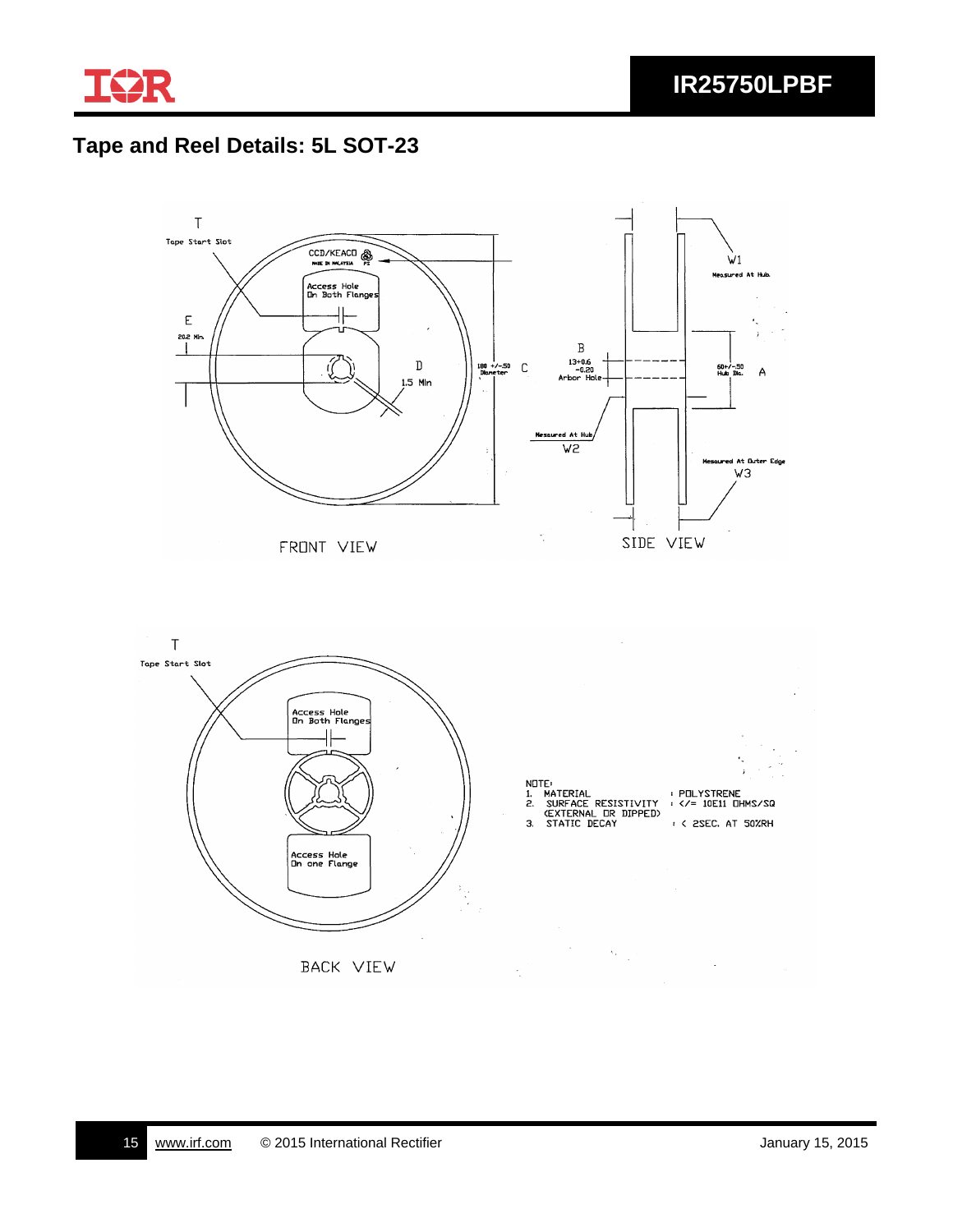## Tape and Reel Details: 5L SOT-23

T
Tape Start Slot

CCD/KEACO
MADE IN MALAYSIA PS

Access Hole
On Both Flanges

E
20.2 Min.

D
1.5 Min

180 +/-.50
Diameter
C

B
13+0.6
-0.20
Arbor Hole

W1
Measured At Hub.

60+/-.50
Hub Dia.
A

Measured At Hub
W2

Measured At Outer Edge
W3

FRONT VIEW

SIDE VIEW

T
Tape Start Slot

Access Hole
On Both Flanges

Access Hole
On one Flange

BACK VIEW

NOTE:
1. MATERIAL : POLYSTRENE
2. SURFACE RESISTIVITY : </= 10E11 OHMS/SQ
   (EXTERNAL OR DIPPED)
3. STATIC DECAY : < 2SEC. AT 50%RH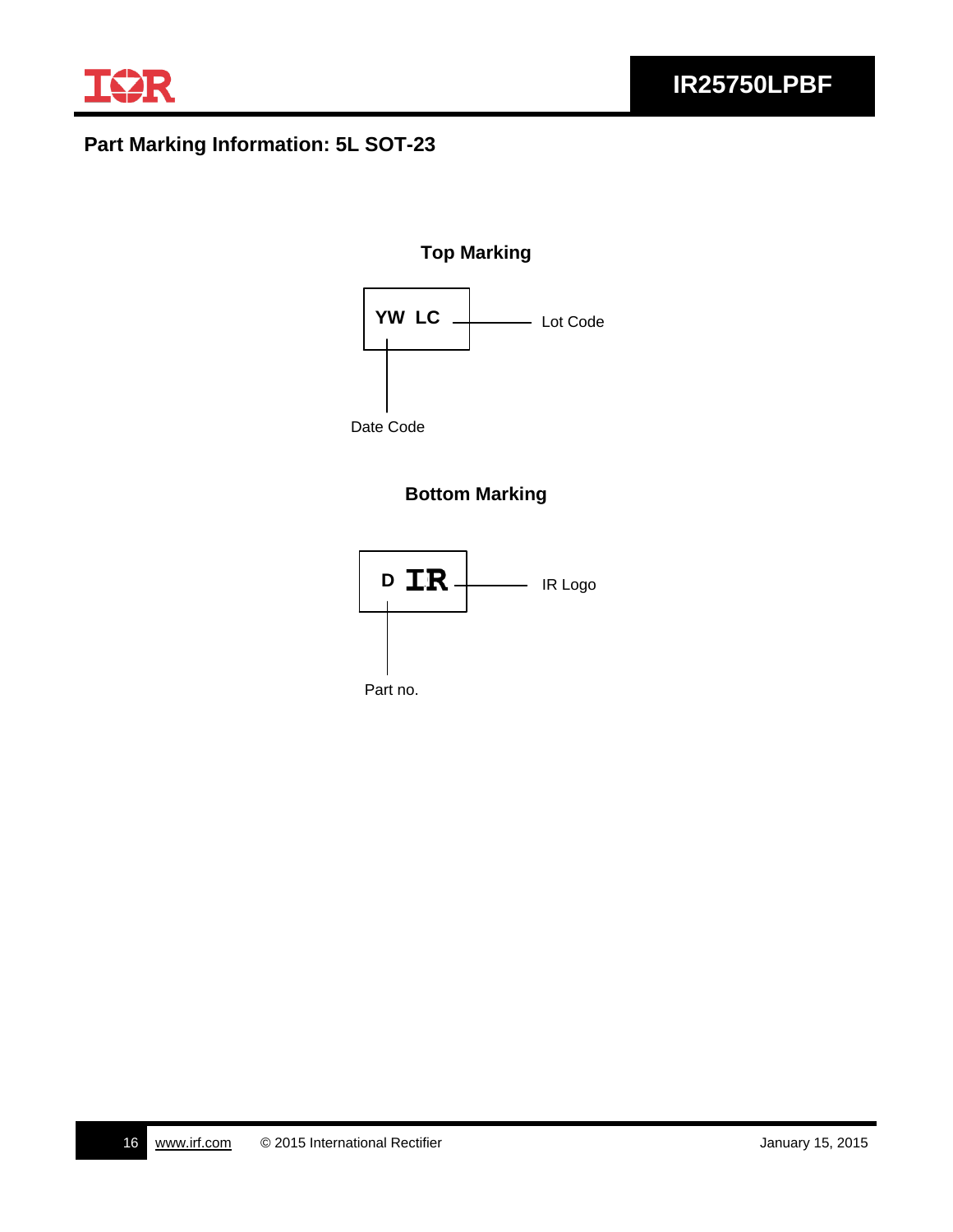## Part Marking Information: 5L SOT-23

**Top Marking**

**YW LC** — Lot Code

Date Code

**Bottom Marking**

**D IR** — IR Logo

Part no.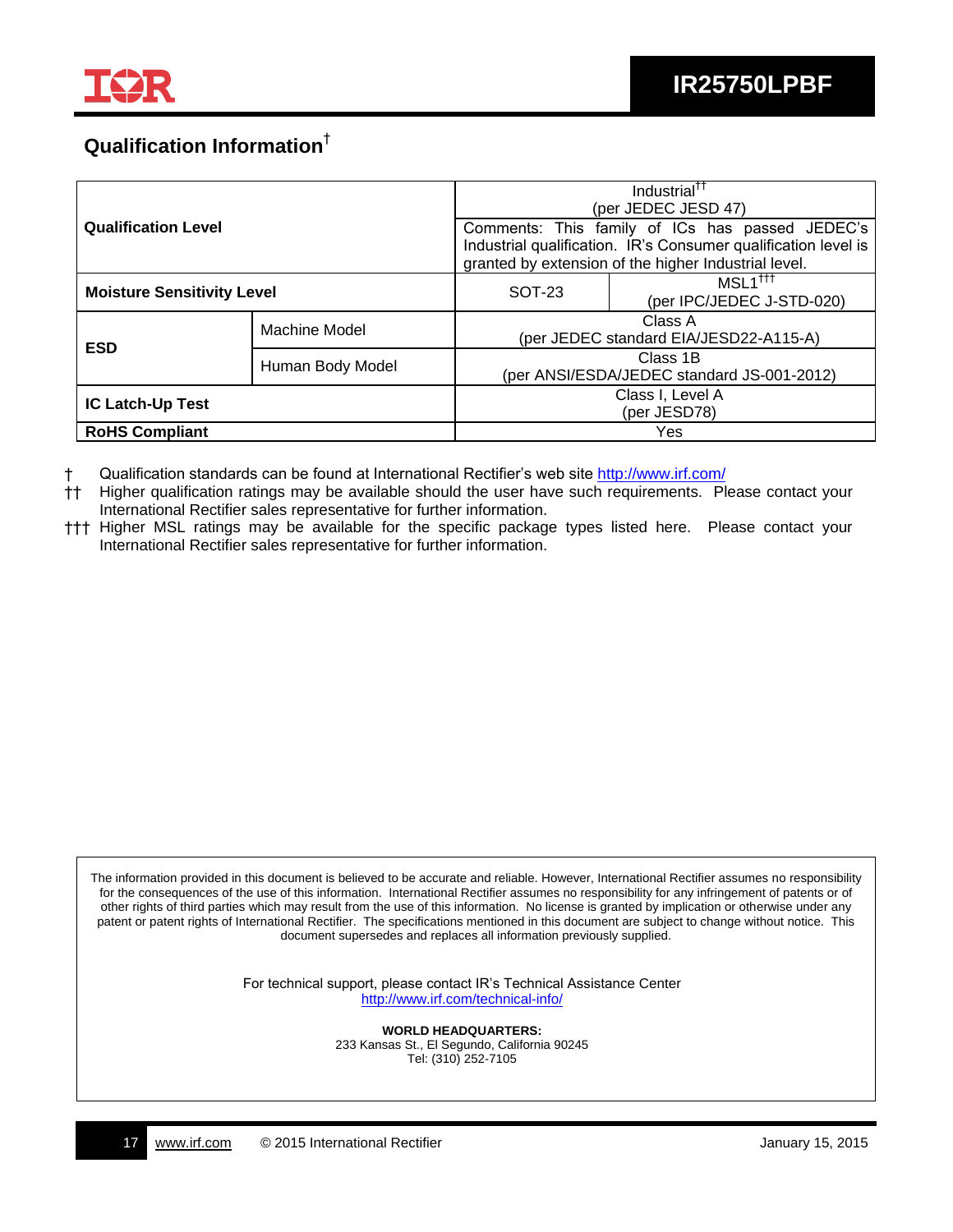## Qualification Information†

| | | | |
|---|---|---|---|
| **Qualification Level** | | Industrial†† (per JEDEC JESD 47) | |
| | | Comments: This family of ICs has passed JEDEC's Industrial qualification. IR's Consumer qualification level is granted by extension of the higher Industrial level. | |
| **Moisture Sensitivity Level** | | SOT-23 | MSL1††† (per IPC/JEDEC J-STD-020) |
| **ESD** | Machine Model | Class A (per JEDEC standard EIA/JESD22-A115-A) | |
| | Human Body Model | Class 1B (per ANSI/ESDA/JEDEC standard JS-001-2012) | |
| **IC Latch-Up Test** | | Class I, Level A (per JESD78) | |
| **RoHS Compliant** | | Yes | |

† Qualification standards can be found at International Rectifier's web site http://www.irf.com/

†† Higher qualification ratings may be available should the user have such requirements. Please contact your International Rectifier sales representative for further information.

††† Higher MSL ratings may be available for the specific package types listed here. Please contact your International Rectifier sales representative for further information.

The information provided in this document is believed to be accurate and reliable. However, International Rectifier assumes no responsibility for the consequences of the use of this information. International Rectifier assumes no responsibility for any infringement of patents or of other rights of third parties which may result from the use of this information. No license is granted by implication or otherwise under any patent or patent rights of International Rectifier. The specifications mentioned in this document are subject to change without notice. This document supersedes and replaces all information previously supplied.

For technical support, please contact IR's Technical Assistance Center
http://www.irf.com/technical-info/

**WORLD HEADQUARTERS:**
233 Kansas St., El Segundo, California 90245
Tel: (310) 252-7105